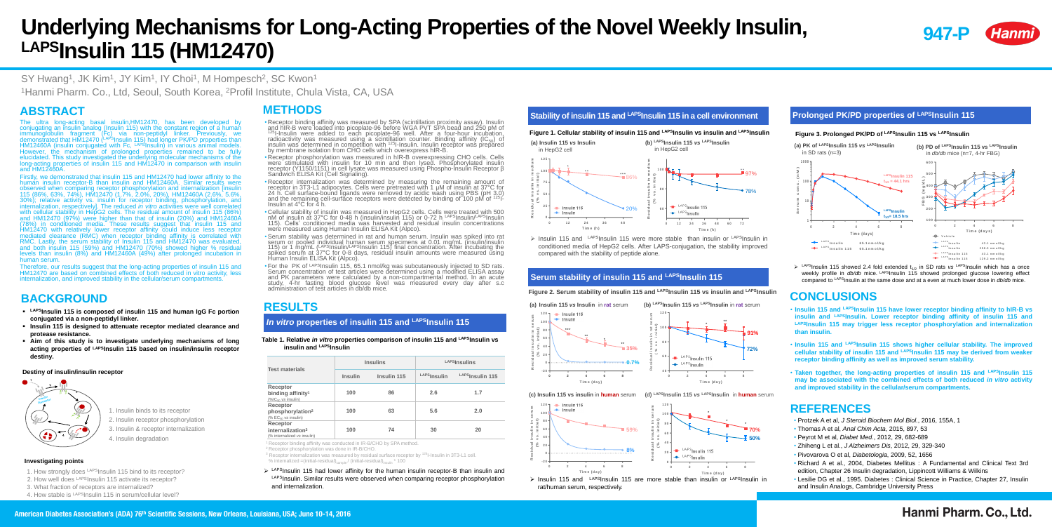# Underlying Mechanisms for Long-Acting Properties of the Novel Weekly Insulin, $^{LAPS}$Insulin 115 (HM12470)

947-P

SY Hwang[1], JK Kim[1], JY Kim[1], IY Choi[1], M Hompesch[2], SC Kwon[1]

[1]Hanmi Pharm. Co., Ltd, Seoul, South Korea, [2]Profil Institute, Chula Vista, CA, USA

## ABSTRACT

The ultra long-acting basal insulin,HM12470, has been developed by conjugating an insulin analog (Insulin 115) with the constant region of a human immunoglobulin fragment (Fc) via non-peptidyl linker. Previously, we demonstrated that HM12470 ($^{LAPS}$Insulin 115) had longer PK/PD properties than HM12460A (insulin conjugated with Fc, $^{LAPS}$Insulin) in various animal models. However, the mechanism of prolonged properties remained to be fully elucidated. This study investigated the underlying molecular mechanisms of the long-acting properties of insulin 115 and HM12470 in comparison with insulin and HM12460A.

Firstly, we demonstrated that insulin 115 and HM12470 had lower affinity to the human insulin receptor-B than insulin and HM12460A. Similar results were observed when comparing receptor phosphorylation and internalization [insulin 115 (86%, 63%, 74%), HM12470 (1.7%, 2.0%, 20%), HM12460A (2.6%, 5.6%, 30%), relative activity vs. insulin for receptor binding, phosphorylation, and internalization, respectively]. The reduced *in vitro* activities were well correlated with cellular stability in HepG2 cells. The residual amount of insulin 115 (86%) and HM12470 (97%) were higher than that of insulin (20%) and HM12460A (78%) in conditioned media. These results suggest that insulin 115 and HM12470 with relatively lower receptor affinity could induce less receptor mediated clearance (RMC) when receptor binding affinity is correlated with RMC. Lastly, the serum stability of Insulin 115 and HM12470 was evaluated, and both insulin 115 (59%) and HM12470 (70%) showed higher % residual levels than insulin (8%) and HM12460A (49%) after prolonged incubation in human serum.

Therefore, our results suggest that the long-acting properties of insulin 115 and HM12470 are based on combined effects of both reduced in vitro activity, less internalization, and improved stability in the cellular/serum compartments.

## BACKGROUND

- **$^{LAPS}$Insulin 115 is composed of insulin 115 and human IgG Fc portion conjugated via a non-peptidyl linker.**
- **Insulin 115 is designed to attenuate receptor mediated clearance and protease resistance.**
- **Aim of this study is to investigate underlying mechanisms of long acting properties of $^{LAPS}$Insulin 115 based on insulin/insulin receptor destiny.**

### Destiny of insulin/insulin receptor

1. Insulin binds to its receptor
2. Insulin receptor phosphorylation
3. Insulin & receptor internalization
4. Insulin degradation

### Investigating points

1. How strongly does $^{LAPS}$Insulin 115 bind to its receptor?
2. How well does $^{LAPS}$Insulin 115 activate its receptor?
3. What fraction of receptors are internalized?
4. How stable is $^{LAPS}$Insulin 115 in serum/cellular level?

## METHODS

- Receptor binding affinity was measured by SPA (scintillation proximity assay). Insulin and hIR-B were loaded into picoplate-96 before WGA PVT SPA bead and 250 pM of $^{125}$I-Insulin were added to each picoplate-96 well. After a four-hour incubation, radioactivity was measured using a scintillation counter. Binding affinity ($IC_{50}$) of insulin was determined in competition with $^{125}$I-Insulin. Insulin receptor was prepared by membrane isolation from CHO cells which overexpress hIR-B.
- Receptor phosphorylation was measured in hIR-B overexpressing CHO cells. Cells were stimulated with insulin for 10 min and then lysed. Phosphorylated insulin receptor (Y1150/1151) in cell lysate was measured using Phospho-Insulin Receptor β Sandwich ELISA Kit (Cell Signaling).
- Receptor internalization was determined by measuring the remaining amount of receptor in 3T3-L1 adipocytes. Cells were pretreated with 1 μM of insulin at 37°C for 24 h. Cell surface-bound ligands were removed by acidic wash using PBS (pH 3.0) and the remaining cell-surface receptors were detected by binding of 100 pM of $^{125}$I-Insulin at 4°C for 4 h.
- Cellular stability of insulin was measured in HepG2 cells. Cells were treated with 500 nM of insulin at 37°C for 0-48 h (insulin/insulin 115) or 0-72 h $^{LAPS}$Insulin/$^{LAPS}$Insulin 115). Cells' conditioned media was harvested and residual insulin concentrations were measured using Human Insulin ELISA Kit (Alpco).
- Serum stability was determined in rat and human serum. Insulin was spiked into rat serum or pooled individual human serum specimens at 0.01 mg/mL (insulin/insulin 115) or 1 mg/mL ($^{LAPS}$Insulin/$^{LAPS}$Insulin 115) final concentration. After incubating the spiked serum at 37°C for 0-8 days, residual insulin amounts were measured using Human Insulin ELISA Kit (Alpco).
- For the PK of $^{LAPS}$Insulin 115, 65.1 nmol/kg was subcutaneously injected to SD rats. Serum concentration of test articles were determined using a modified ELISA assay and PK parameters were calculated by a non-compartmental method. In an acute study, 4-hr fasting blood glucose level was measured every day after s.c administration of test articles in db/db mice.

## RESULTS

### *In vitro* properties of insulin 115 and $^{LAPS}$Insulin 115

**Table 1. Relative *in vitro* properties comparison of insulin 115 and $^{LAPS}$Insulin vs insulin and $^{LAPS}$Insulin**

| Test materials | Insulins | | $^{LAPS}$Insulins | |
|---|---|---|---|---|
| | Insulin | Insulin 115 | $^{LAPS}$Insulin | $^{LAPS}$Insulin 115 |
| Receptor binding affinity[1] (%$IC_{50}$ vs insulin) | 100 | 86 | 2.6 | 1.7 |
| Receptor phosphorylation[2] (% $EC_{50}$ vs insulin) | 100 | 63 | 5.6 | 2.0 |
| Receptor internalization[3] (% internalized vs insulin) | 100 | 74 | 30 | 20 |

[1] Receptor binding affinity was conducted in IR-B/CHO by SPA method.
[2] Receptor phosphorylation was done in IR-B/CHO.
[3] Receptor internalization was measured by residual surface receptor by $^{125}$I-insulin in 3T3-L1 cell.
% internalized =(initial-residual)$_{sample}$ / (initial-residual)$_{insulin}$ * 100

➢ $^{LAPS}$Insulin 115 had lower affinity for the human insulin receptor-B than insulin and $^{LAPS}$Insulin. Similar results were observed when comparing receptor phosphorylation and internalization.

### Stability of insulin 115 and $^{LAPS}$Insulin 115 in a cell environment

**Figure 1. Cellular stability of insulin 115 and $^{LAPS}$Insulin vs insulin and $^{LAPS}$Insulin**

(a) Insulin 115 *vs* Insulin in HepG2 cell
(b) $^{LAPS}$Insulin 115 *vs* $^{LAPS}$Insulin in HepG2 cell

➢ Insulin 115 and $^{LAPS}$Insulin 115 were more stable than insulin or $^{LAPS}$Insulin in conditioned media of HepG2 cells. After LAPS-conjugation, the stability improved compared with the stability of peptide alone.

### Serum stability of insulin 115 and $^{LAPS}$Insulin 115

**Figure 2. Serum stability of insulin 115 and $^{LAPS}$Insulin 115 vs insulin and $^{LAPS}$Insulin**

(a) Insulin 115 *vs* Insulin in rat serum
(b) $^{LAPS}$Insulin 115 *vs* $^{LAPS}$Insulin in rat serum
(c) Insulin 115 vs insulin in human serum
(d) $^{LAPS}$Insulin 115 *vs* $^{LAPS}$Insulin in human serum

➢ Insulin 115 and $^{LAPS}$Insulin 115 are more stable than insulin or $^{LAPS}$Insulin in rat/human serum, respectively.

### Prolonged PK/PD properties of $^{LAPS}$Insulin 115

**Figure 3. Prolonged PK/PD of $^{LAPS}$Insulin 115 vs $^{LAPS}$Insulin**

(a) PK of $^{LAPS}$Insulin 115 *vs* $^{LAPS}$Insulin in SD rats (n=3)
(b) PD of $^{LAPS}$Insulin 115 vs $^{LAPS}$Insulin in db/db mice (n=7, 4-hr FBG)

➢ $^{LAPS}$Insulin 115 showed 2.4 fold extended $t_{1/2}$ in SD rats *vs* $^{LAPS}$Insulin which has a once weekly profile in *db/db* mice. $^{LAPS}$Insulin 115 showed prolonged glucose lowering effect compared to $^{LAPS}$Insulin at the same dose and at a even at much lower dose in *db/db* mice.

## CONCLUSIONS

- **Insulin 115 and $^{LAPS}$Insulin 115 have lower receptor binding affinity to hIR-B vs insulin and $^{LAPS}$Insulin. Lower receptor binding affinity of insulin 115 and $^{LAPS}$Insulin 115 may trigger less receptor phosphorylation and internalization than insulin.**
- **Insulin 115 and $^{LAPS}$Insulin 115 shows higher cellular stability. The improved cellular stability of insulin 115 and $^{LAPS}$Insulin 115 may be derived from weaker receptor binding affinity as well as improved serum stability.**
- **Taken together, the long-acting properties of insulin 115 and $^{LAPS}$Insulin 115 may be associated with the combined effects of both reduced *in vitro* activity and improved stability in the cellular/serum compartments.**

## REFERENCES

- Protzek A et al, *J Steroid Biochem Mol Biol.*, 2016, 155A, 1
- Thomas A et al, *Anal Chim Acta*, 2015, 897, 53
- Peyrot M et al, *Diabet Med.*, 2012, 29, 682-689
- Zhiheng L et al., *J Alzheimers Dis*, 2012, 29, 329-340
- Pivovarova O et al, *Diabetologia*, 2009, 52, 1656
- Richard A et al., 2004, Diabetes Mellitus : A Fundamental and Clinical Text 3rd edition, Chapter 26 Insulin degradation, Lippincott Williams & Wilkins
- Lesilie DG et al., 1995. Diabetes : Clinical Science in Practice, Chapter 27, Insulin and Insulin Analogs, Cambridge University Press

American Diabetes Association's (ADA) 76th Scientific Sessions, New Orleans, Louisiana, USA; June 10-14, 2016

Hanmi Pharm. Co., Ltd.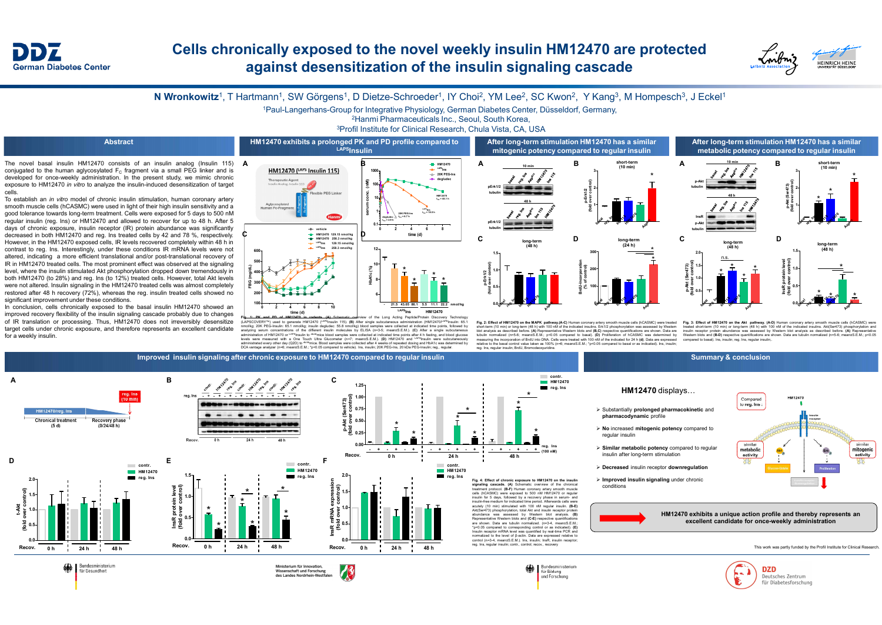# Cells chronically exposed to the novel weekly insulin HM12470 are protected against desensitization of the insulin signaling cascade

**N Wronkowitz**[1], T Hartmann[1], SW Görgens[1], D Dietze-Schroeder[1], IY Choi[2], YM Lee[2], SC Kwon[2], Y Kang[3], M Hompesch[3], J Eckel[1]

[1]Paul-Langerhans-Group for Integrative Physiology, German Diabetes Center, Düsseldorf, Germany,
[2]Hanmi Pharmaceuticals Inc., Seoul, South Korea,
[3]Profil Institute for Clinical Research, Chula Vista, CA, USA

## Abstract

The novel basal insulin HM12470 consists of an insulin analog (Insulin 115) conjugated to the human aglycosylated $F_C$ fragment via a small PEG linker and is developed for once-weekly administration. In the present study, we mimic chronic exposure to HM12470 *in vitro* to analyze the insulin-induced desensitization of target cells.

To establish an *in vitro* model of chronic insulin stimulation, human coronary artery smooth muscle cells (hCASMC) were used in light of their high insulin sensitivity and a good tolerance towards long-term treatment. Cells were exposed for 5 days to 500 nM regular insulin (reg. Ins) or HM12470 and allowed to recover for up to 48 h. After 5 days of chronic exposure, insulin receptor (IR) protein abundance was significantly decreased in both HM12470 and reg. Ins treated cells by 42 and 78 %, respectively. However, in the HM12470 exposed cells, IR levels recovered completely within 48 h in contrast to reg. Ins. Interestingly, under these conditions IR mRNA levels were not altered, indicating a more efficient translational and/or post-translational recovery of IR in HM12470 treated cells. The most prominent effect was observed at the signaling level, where the insulin stimulated Akt phosphorylation dropped down tremendously in both HM12470 (to 28%) and reg. Ins (to 12%) treated cells. However, total Akt levels were not altered. Insulin signaling in the HM12470 treated cells was almost completely restored after 48 h recovery (72%), whereas the reg. insulin treated cells showed no significant improvement under these conditions.

In conclusion, cells chronically exposed to the basal insulin HM12470 showed an improved recovery flexibility of the insulin signaling cascade probably due to changes of IR translation or processing. Thus, HM12470 does not irreversibly desensitize target cells under chronic exposure, and therefore represents an excellent candidate for a weekly insulin.

## HM12470 exhibits a prolonged PK and PD profile compared to $^{LAPS}$Insulin

**Fig. 1: PK and PD of HM12470 in rodents. (A)** Schematic overview of the Long Acting Peptide/Protein Discovery Technology (LAPSCOVERY™) used to generate HM12470 ($^{LAPS}$Insulin 115) **(B)** After single subcutaneous administration (HM12470/$^{LAPS}$Insulin: 65.1 nmol/kg; 20K PEG-Insulin: 65.1 nmol/kg; insulin degludec: 55.8 nmol/kg) blood samples were collected at indicated time points, followed by analyzing serum concentrations of the different insulin molecules by ELISA (n=3-5; mean±S.E.M.). **(C)** After a single subcutaneous administration of HM12470 or $^{LAPS}$Insulin to $^{db/db}$mice blood samples were collected at indicated time points after 4 h fasting, and blood glucose levels were measured with a One Touch Ultra Glucometer (n=7; mean±S.E.M.). **(D)** HM12470 and $^{LAPS}$Insulin were subcutaneously administrated every other day (Q2D) to $^{db/db}$mice. Blood samples were collected after 4 weeks of repeated dosing and HbA1c was determined by DCA vantage analyzer (n=6; mean±S.E.M.; *p<0.05 compared to vehicle). Ins, insulin; 20K PEG-Ins, 20 kDa PEG-Insulin; reg., regular.

## After long-term stimulation HM12470 has a similar mitogenic potency compared to regular insulin

**Fig. 2: Effect of HM12470 on the MAPK pathway. (A-C)** Human coronary artery smooth muscle cells (hCASMC) were treated short-term (10 min) or long-term (48 h) with 100 nM of the indicated insulins. Erk1/2 phosphorylation was assessed by Western blot analysis as described before. **(A)** Representative Western blots and **(B,C)** respective quantifications are shown. Data are tubulin normalized (n=5-6; mean±S.E.M.; p<0.05 compared to basal). **(D)** Proliferation of hCASMC was determined by measuring the incorporation of BrdU into DNA. Cells were treated with 100 nM of the indicated for 24 h (d). Data are expressed relative to the basal control value taken as 100% (n=6; mean±S.E.M.; *p<0.05 compared to basal or as indicated). Ins, insulin; reg. Ins, regular insulin; BrdU, Bromodeoxyuridine.

## After long-term stimulation HM12470 has a similar metabolic potency compared to regular insulin

**Fig. 3: Effect of HM12470 on the Akt pathway. (A-D)** Human coronary artery smooth muscle cells (hCASMC) were treated short-term (10 min) or long-term (48 h) with 100 nM of the indicated insulins. Akt(Ser473) phosphorylation and insulin receptor protein abundance was assessed by Western blot analysis as described before. **(A)** Representative Western blots and **(B-D)** respective quantifications are shown. Data are tubulin normalized (n=5-6; mean±S.E.M.; p<0.05 compared to basal). Ins, insulin; reg. Ins, regular insulin.

## Improved insulin signaling after chronic exposure to HM12470 compared to regular insulin

**Fig. 4: Effect of chronic exposure to HM12470 on the insulin signaling cascade. (A)** Schematic overview of the chronical treatment protocol. **(B-F)** Human coronary artery smooth muscle cells (hCASMC) were exposed to 500 nM HM12470 or regular insulin for 5 days, followed by a recovery phase in serum- and insulin-free medium for indicated time period. Afterwards cells were acutely (10 min) stimulated with 100 nM regular insulin. **(B-E)** Akt(Ser473) phosphorylation, total Akt and insulin receptor protein abundance was assessed by Western blot analysis. **(B)** Representative Western blots and **(C-E)** respective quantifications are shown. Data are tubulin normalized. (n=3-4; mean±S.E.M.; *p<0.05 compared to corresponding control or as indicated). **(E)** Insulin receptor mRNA level was quantified by real-time PCR and normalized to the level of β-actin. Data are expressed relative to control (n=3-4; mean±S.E.M.). Ins, insulin; InsR, insulin receptor; reg. Ins, regular insulin; contr., control; recov., recovery

## Summary & conclusion

**HM12470** displays…

- Substantially **prolonged pharmacokinetic** and **pharmacodynamic** profile
- **No increased mitogenic potency** compared to regular insulin
- **Similar metabolic potency** compared to regular insulin after long-term stimulation
- **Decreased** insulin receptor **downregulation**
- **Improved insulin signaling** under chronic conditions

**HM12470 exhibits a unique action profile and thereby represents an excellent candidate for once-weekly administration**

This work was partly funded by the Profil Institute for Clinical Research.